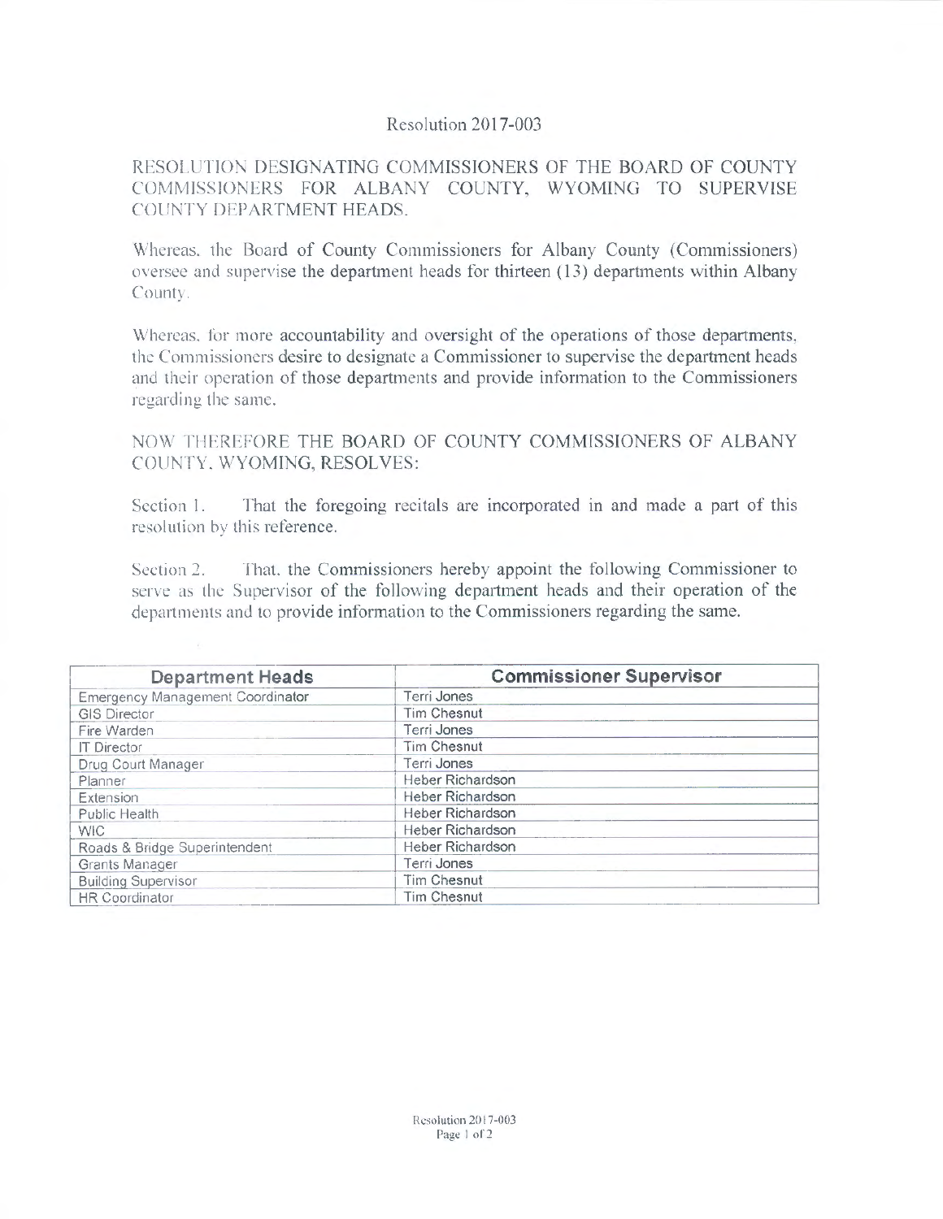# Resolution 2017-003

## RESOLUTION DESIGNATING COMMISSIONERS OF THE BOARD OF COUNTY COMMISSIONERS FOR ALBANY COUNTY, WYOMING TO SUPERVISE COUNTY DEPARTMENT HEADS.

Whereas, the Board of County Commissioners for Albany County (Commissioners) oversee and supervise the department heads for thirteen (13) departments within Albany County.

Whereas, for more accountability and oversight of the operations of those departments, the Commissioners desire to designate a Commissioner to supervise the department heads and their operation of those departments and provide information to the Commissioners regarding the same.

NOW THEREFORE THE BOARD OF COUNTY COMMISSIONERS OF ALBANY COUNTY, WYOMING, RESOLVES:

Section 1. That the foregoing recitals are incorporated in and made a part of this resolution by this reference.

Section 2. That, the Commissioners hereby appoint the following Commissioner to serve as the Supervisor of the following department heads and their operation of the departments and to provide information to the Commissioners regarding the same.

| Department Heads | Commissioner Supervisor |
|---|---|
| Emergency Management Coordinator | Terri Jones |
| GIS Director | Tim Chesnut |
| Fire Warden | Terri Jones |
| IT Director | Tim Chesnut |
| Drug Court Manager | Terri Jones |
| Planner | Heber Richardson |
| Extension | Heber Richardson |
| Public Health | Heber Richardson |
| WIC | Heber Richardson |
| Roads & Bridge Superintendent | Heber Richardson |
| Grants Manager | Terri Jones |
| Building Supervisor | Tim Chesnut |
| HR Coordinator | Tim Chesnut |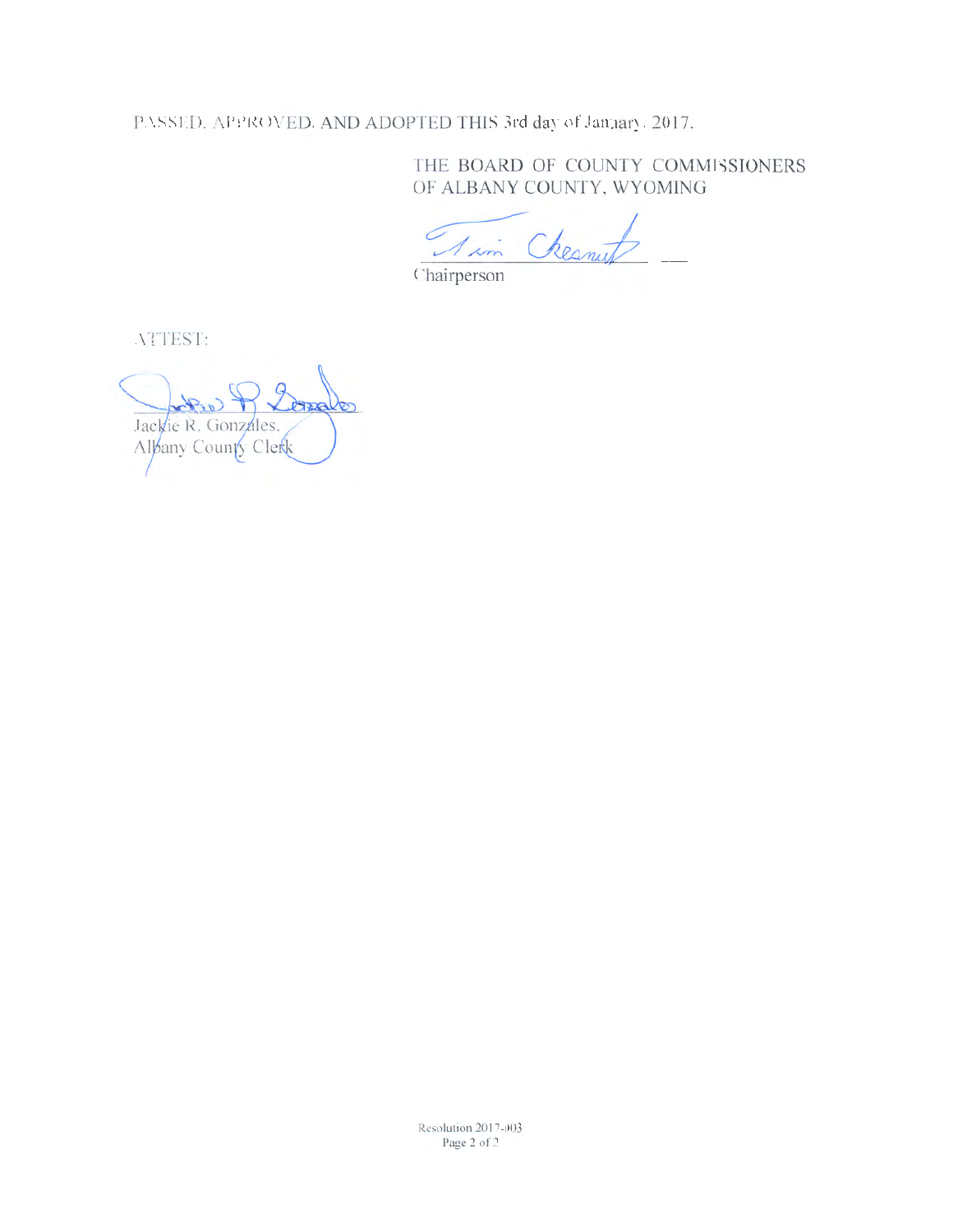PASSED, APPROVED, AND ADOPTED THIS 3rd day of January, 2017.

THE BOARD OF COUNTY COMMISSIONERS
OF ALBANY COUNTY, WYOMING

Tim Chesnut

Chairperson

ATTEST:

Jackie R. Gonzales,
Albany County Clerk

Resolution 2017-003